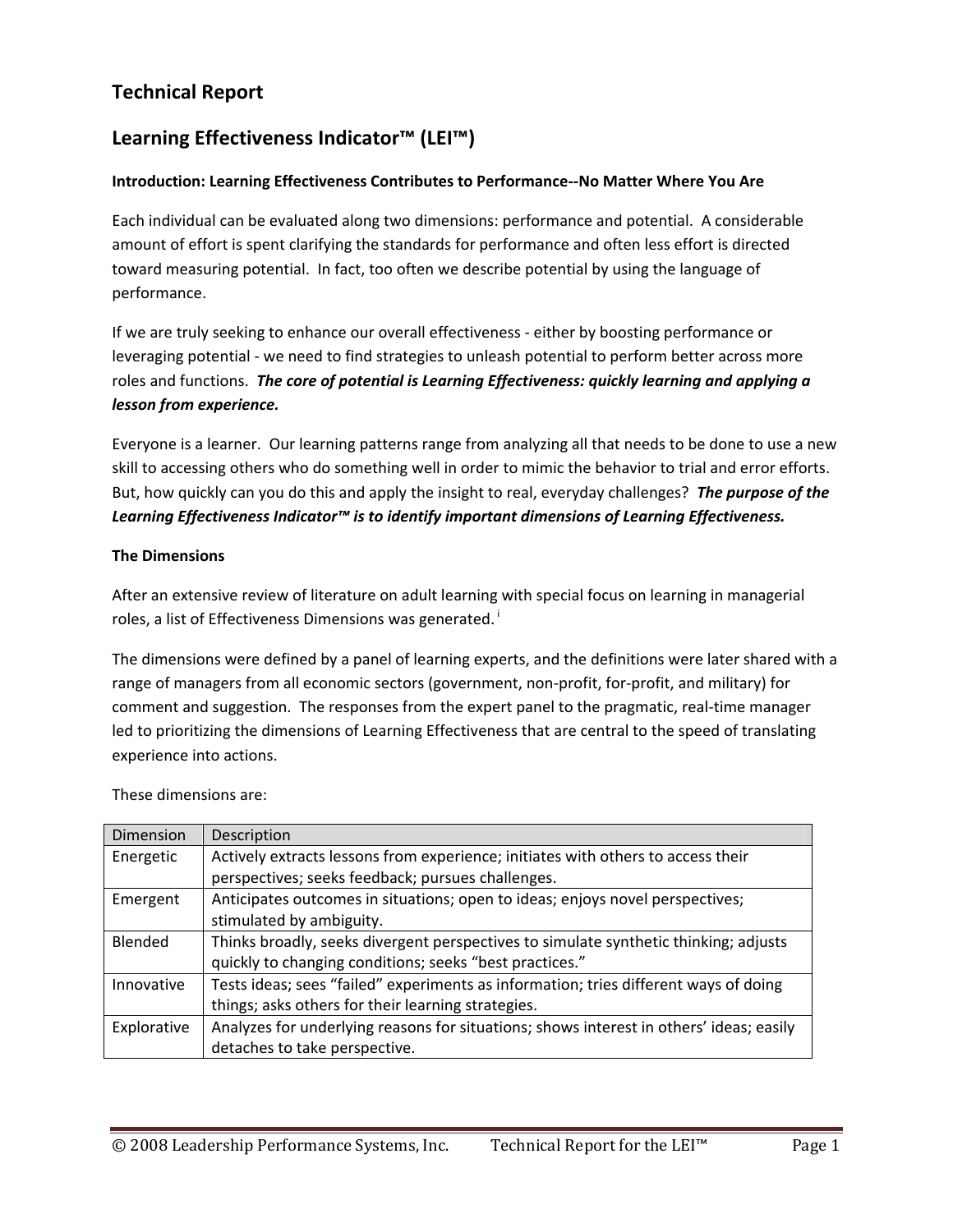# Technical Report

## Learning Effectiveness Indicator™ (LEI™)

**Introduction: Learning Effectiveness Contributes to Performance--No Matter Where You Are**

Each individual can be evaluated along two dimensions: performance and potential. A considerable amount of effort is spent clarifying the standards for performance and often less effort is directed toward measuring potential. In fact, too often we describe potential by using the language of performance.

If we are truly seeking to enhance our overall effectiveness - either by boosting performance or leveraging potential - we need to find strategies to unleash potential to perform better across more roles and functions. ***The core of potential is Learning Effectiveness: quickly learning and applying a lesson from experience.***

Everyone is a learner. Our learning patterns range from analyzing all that needs to be done to use a new skill to accessing others who do something well in order to mimic the behavior to trial and error efforts. But, how quickly can you do this and apply the insight to real, everyday challenges? ***The purpose of the Learning Effectiveness Indicator™ is to identify important dimensions of Learning Effectiveness.***

**The Dimensions**

After an extensive review of literature on adult learning with special focus on learning in managerial roles, a list of Effectiveness Dimensions was generated.[i]

The dimensions were defined by a panel of learning experts, and the definitions were later shared with a range of managers from all economic sectors (government, non-profit, for-profit, and military) for comment and suggestion. The responses from the expert panel to the pragmatic, real-time manager led to prioritizing the dimensions of Learning Effectiveness that are central to the speed of translating experience into actions.

These dimensions are:

| Dimension | Description |
| --- | --- |
| Energetic | Actively extracts lessons from experience; initiates with others to access their perspectives; seeks feedback; pursues challenges. |
| Emergent | Anticipates outcomes in situations; open to ideas; enjoys novel perspectives; stimulated by ambiguity. |
| Blended | Thinks broadly, seeks divergent perspectives to simulate synthetic thinking; adjusts quickly to changing conditions; seeks "best practices." |
| Innovative | Tests ideas; sees "failed" experiments as information; tries different ways of doing things; asks others for their learning strategies. |
| Explorative | Analyzes for underlying reasons for situations; shows interest in others' ideas; easily detaches to take perspective. |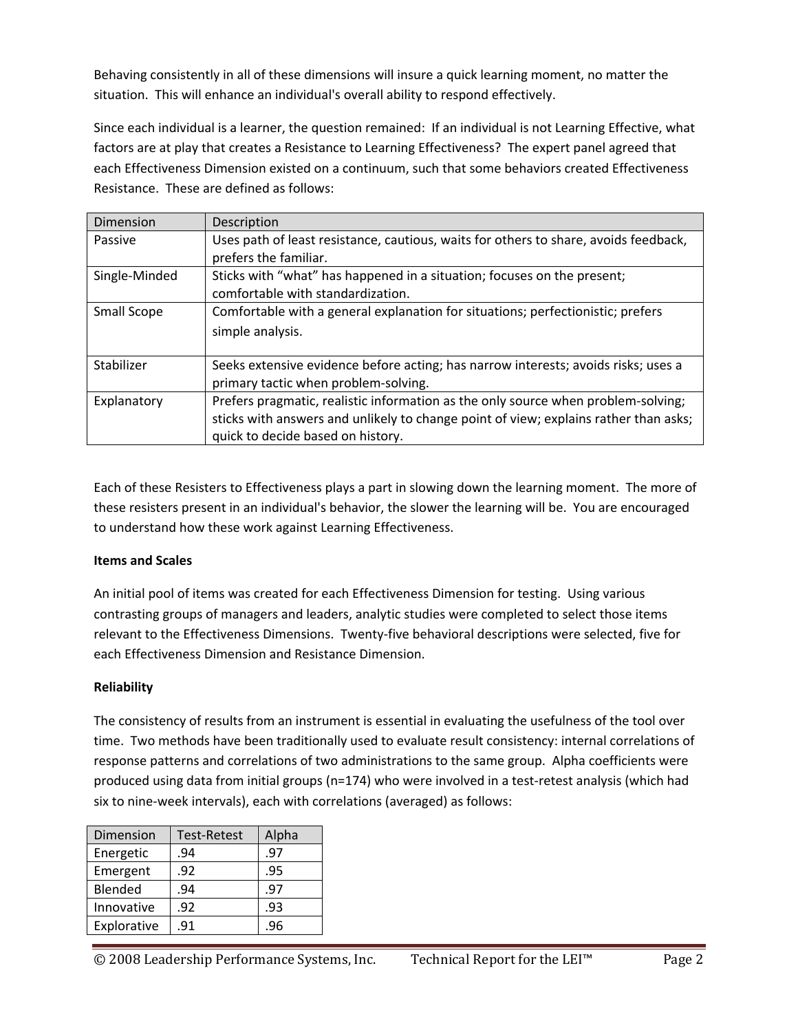Behaving consistently in all of these dimensions will insure a quick learning moment, no matter the situation. This will enhance an individual's overall ability to respond effectively.

Since each individual is a learner, the question remained: If an individual is not Learning Effective, what factors are at play that creates a Resistance to Learning Effectiveness? The expert panel agreed that each Effectiveness Dimension existed on a continuum, such that some behaviors created Effectiveness Resistance. These are defined as follows:

| Dimension | Description |
|---|---|
| Passive | Uses path of least resistance, cautious, waits for others to share, avoids feedback, prefers the familiar. |
| Single-Minded | Sticks with "what" has happened in a situation; focuses on the present; comfortable with standardization. |
| Small Scope | Comfortable with a general explanation for situations; perfectionistic; prefers simple analysis. |
| Stabilizer | Seeks extensive evidence before acting; has narrow interests; avoids risks; uses a primary tactic when problem-solving. |
| Explanatory | Prefers pragmatic, realistic information as the only source when problem-solving; sticks with answers and unlikely to change point of view; explains rather than asks; quick to decide based on history. |

Each of these Resisters to Effectiveness plays a part in slowing down the learning moment. The more of these resisters present in an individual's behavior, the slower the learning will be. You are encouraged to understand how these work against Learning Effectiveness.

**Items and Scales**

An initial pool of items was created for each Effectiveness Dimension for testing. Using various contrasting groups of managers and leaders, analytic studies were completed to select those items relevant to the Effectiveness Dimensions. Twenty-five behavioral descriptions were selected, five for each Effectiveness Dimension and Resistance Dimension.

**Reliability**

The consistency of results from an instrument is essential in evaluating the usefulness of the tool over time. Two methods have been traditionally used to evaluate result consistency: internal correlations of response patterns and correlations of two administrations to the same group. Alpha coefficients were produced using data from initial groups (n=174) who were involved in a test-retest analysis (which had six to nine-week intervals), each with correlations (averaged) as follows:

| Dimension | Test-Retest | Alpha |
|---|---|---|
| Energetic | .94 | .97 |
| Emergent | .92 | .95 |
| Blended | .94 | .97 |
| Innovative | .92 | .93 |
| Explorative | .91 | .96 |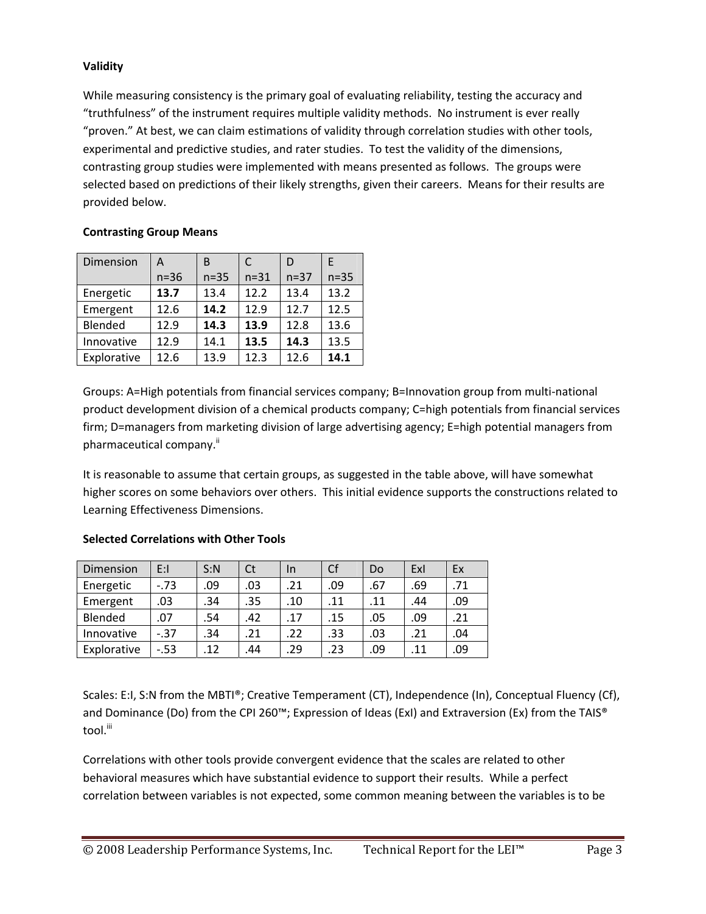**Validity**

While measuring consistency is the primary goal of evaluating reliability, testing the accuracy and "truthfulness" of the instrument requires multiple validity methods. No instrument is ever really "proven." At best, we can claim estimations of validity through correlation studies with other tools, experimental and predictive studies, and rater studies. To test the validity of the dimensions, contrasting group studies were implemented with means presented as follows. The groups were selected based on predictions of their likely strengths, given their careers. Means for their results are provided below.

**Contrasting Group Means**

| Dimension | A n=36 | B n=35 | C n=31 | D n=37 | E n=35 |
|---|---|---|---|---|---|
| Energetic | **13.7** | 13.4 | 12.2 | 13.4 | 13.2 |
| Emergent | 12.6 | **14.2** | 12.9 | 12.7 | 12.5 |
| Blended | 12.9 | **14.3** | **13.9** | 12.8 | 13.6 |
| Innovative | 12.9 | 14.1 | **13.5** | **14.3** | 13.5 |
| Explorative | 12.6 | 13.9 | 12.3 | 12.6 | **14.1** |

Groups: A=High potentials from financial services company; B=Innovation group from multi-national product development division of a chemical products company; C=high potentials from financial services firm; D=managers from marketing division of large advertising agency; E=high potential managers from pharmaceutical company.[ii]

It is reasonable to assume that certain groups, as suggested in the table above, will have somewhat higher scores on some behaviors over others. This initial evidence supports the constructions related to Learning Effectiveness Dimensions.

**Selected Correlations with Other Tools**

| Dimension | E:I | S:N | Ct | In | Cf | Do | ExI | Ex |
|---|---|---|---|---|---|---|---|---|
| Energetic | -.73 | .09 | .03 | .21 | .09 | .67 | .69 | .71 |
| Emergent | .03 | .34 | .35 | .10 | .11 | .11 | .44 | .09 |
| Blended | .07 | .54 | .42 | .17 | .15 | .05 | .09 | .21 |
| Innovative | -.37 | .34 | .21 | .22 | .33 | .03 | .21 | .04 |
| Explorative | -.53 | .12 | .44 | .29 | .23 | .09 | .11 | .09 |

Scales: E:I, S:N from the MBTI®; Creative Temperament (CT), Independence (In), Conceptual Fluency (Cf), and Dominance (Do) from the CPI 260™; Expression of Ideas (ExI) and Extraversion (Ex) from the TAIS® tool.[iii]

Correlations with other tools provide convergent evidence that the scales are related to other behavioral measures which have substantial evidence to support their results. While a perfect correlation between variables is not expected, some common meaning between the variables is to be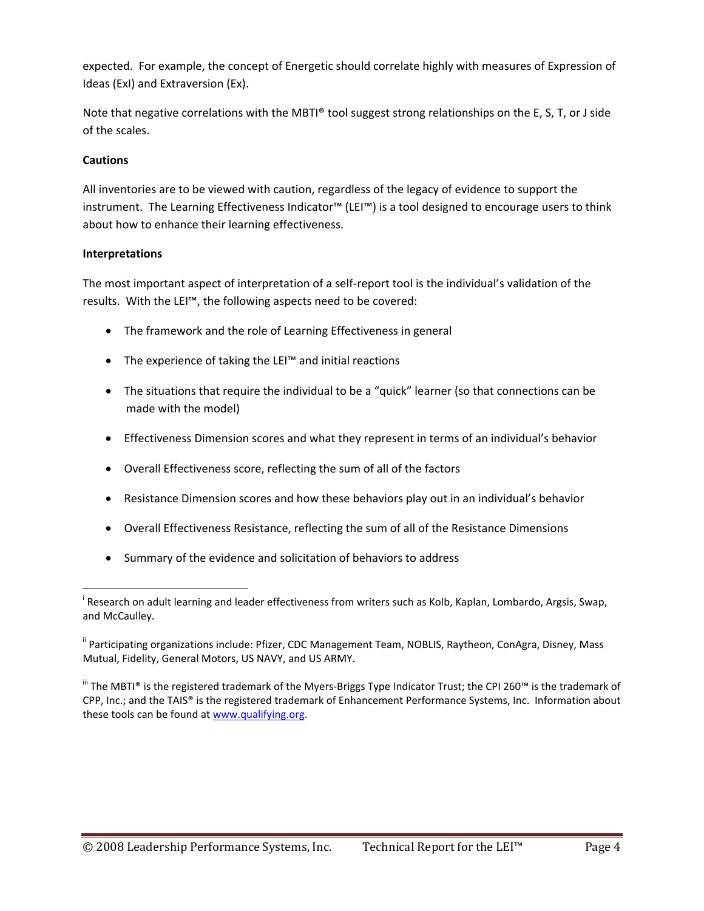expected. For example, the concept of Energetic should correlate highly with measures of Expression of Ideas (ExI) and Extraversion (Ex).

Note that negative correlations with the MBTI® tool suggest strong relationships on the E, S, T, or J side of the scales.

**Cautions**

All inventories are to be viewed with caution, regardless of the legacy of evidence to support the instrument. The Learning Effectiveness Indicator™ (LEI™) is a tool designed to encourage users to think about how to enhance their learning effectiveness.

**Interpretations**

The most important aspect of interpretation of a self-report tool is the individual's validation of the results. With the LEI™, the following aspects need to be covered:

- The framework and the role of Learning Effectiveness in general
- The experience of taking the LEI™ and initial reactions
- The situations that require the individual to be a "quick" learner (so that connections can be made with the model)
- Effectiveness Dimension scores and what they represent in terms of an individual's behavior
- Overall Effectiveness score, reflecting the sum of all of the factors
- Resistance Dimension scores and how these behaviors play out in an individual's behavior
- Overall Effectiveness Resistance, reflecting the sum of all of the Resistance Dimensions
- Summary of the evidence and solicitation of behaviors to address

---

[i] Research on adult learning and leader effectiveness from writers such as Kolb, Kaplan, Lombardo, Argsis, Swap, and McCaulley.

[ii] Participating organizations include: Pfizer, CDC Management Team, NOBLIS, Raytheon, ConAgra, Disney, Mass Mutual, Fidelity, General Motors, US NAVY, and US ARMY.

[iii] The MBTI® is the registered trademark of the Myers-Briggs Type Indicator Trust; the CPI 260™ is the trademark of CPP, Inc.; and the TAIS® is the registered trademark of Enhancement Performance Systems, Inc. Information about these tools can be found at www.qualifying.org.